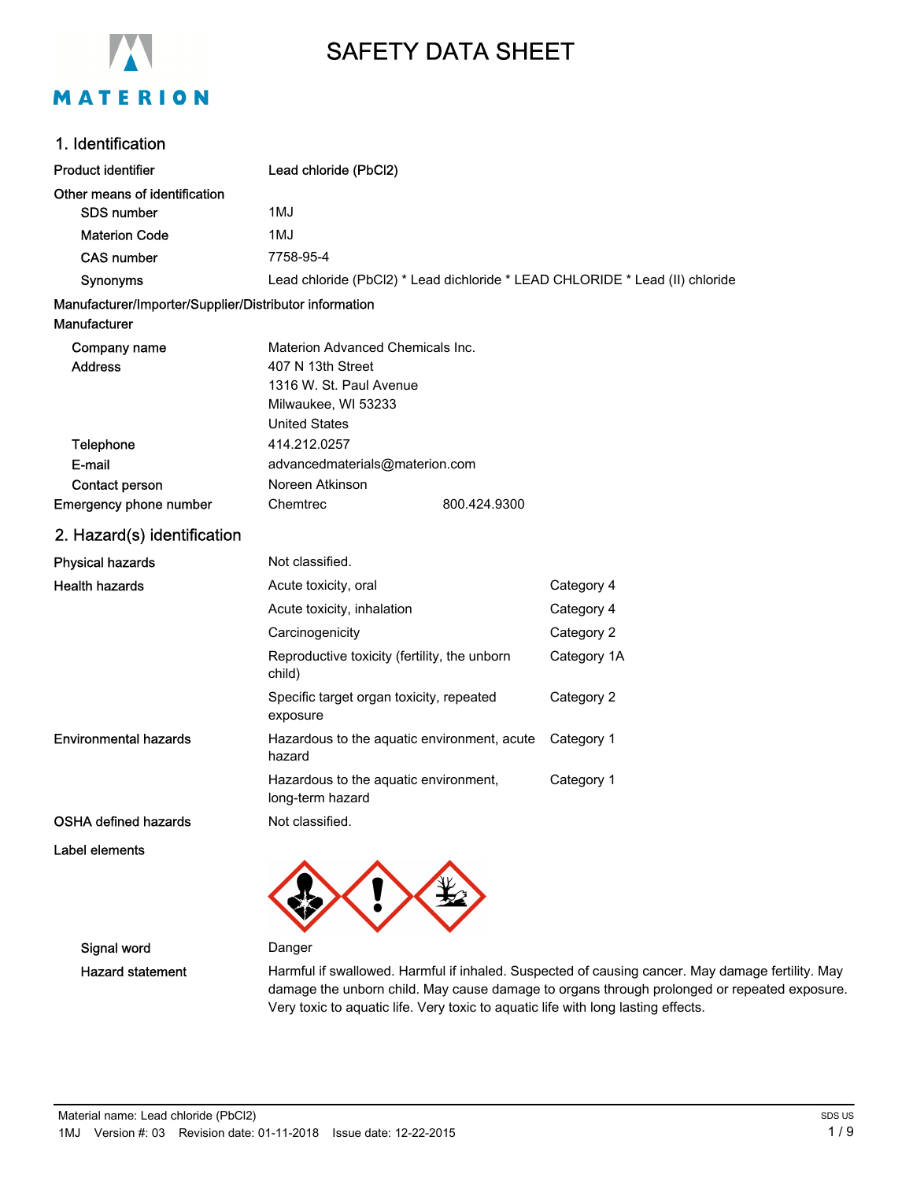# SAFETY DATA SHEET

## 1. Identification

| | |
|---|---|
| **Product identifier** | **Lead chloride (PbCl2)** |
| **Other means of identification** | |
| SDS number | 1MJ |
| Materion Code | 1MJ |
| CAS number | 7758-95-4 |
| Synonyms | Lead chloride (PbCl2) * Lead dichloride * LEAD CHLORIDE * Lead (II) chloride |

**Manufacturer/Importer/Supplier/Distributor information**

**Manufacturer**

| | |
|---|---|
| Company name | Materion Advanced Chemicals Inc. |
| Address | 407 N 13th Street<br>1316 W. St. Paul Avenue<br>Milwaukee, WI 53233<br>United States |
| Telephone | 414.212.0257 |
| E-mail | advancedmaterials@materion.com |
| Contact person | Noreen Atkinson |
| Emergency phone number | Chemtrec 800.424.9300 |

## 2. Hazard(s) identification

| | | |
|---|---|---|
| **Physical hazards** | Not classified. | |
| **Health hazards** | Acute toxicity, oral | Category 4 |
| | Acute toxicity, inhalation | Category 4 |
| | Carcinogenicity | Category 2 |
| | Reproductive toxicity (fertility, the unborn child) | Category 1A |
| | Specific target organ toxicity, repeated exposure | Category 2 |
| **Environmental hazards** | Hazardous to the aquatic environment, acute hazard | Category 1 |
| | Hazardous to the aquatic environment, long-term hazard | Category 1 |
| **OSHA defined hazards** | Not classified. | |

**Label elements**

| | |
|---|---|
| Signal word | Danger |
| Hazard statement | Harmful if swallowed. Harmful if inhaled. Suspected of causing cancer. May damage fertility. May damage the unborn child. May cause damage to organs through prolonged or repeated exposure. Very toxic to aquatic life. Very toxic to aquatic life with long lasting effects. |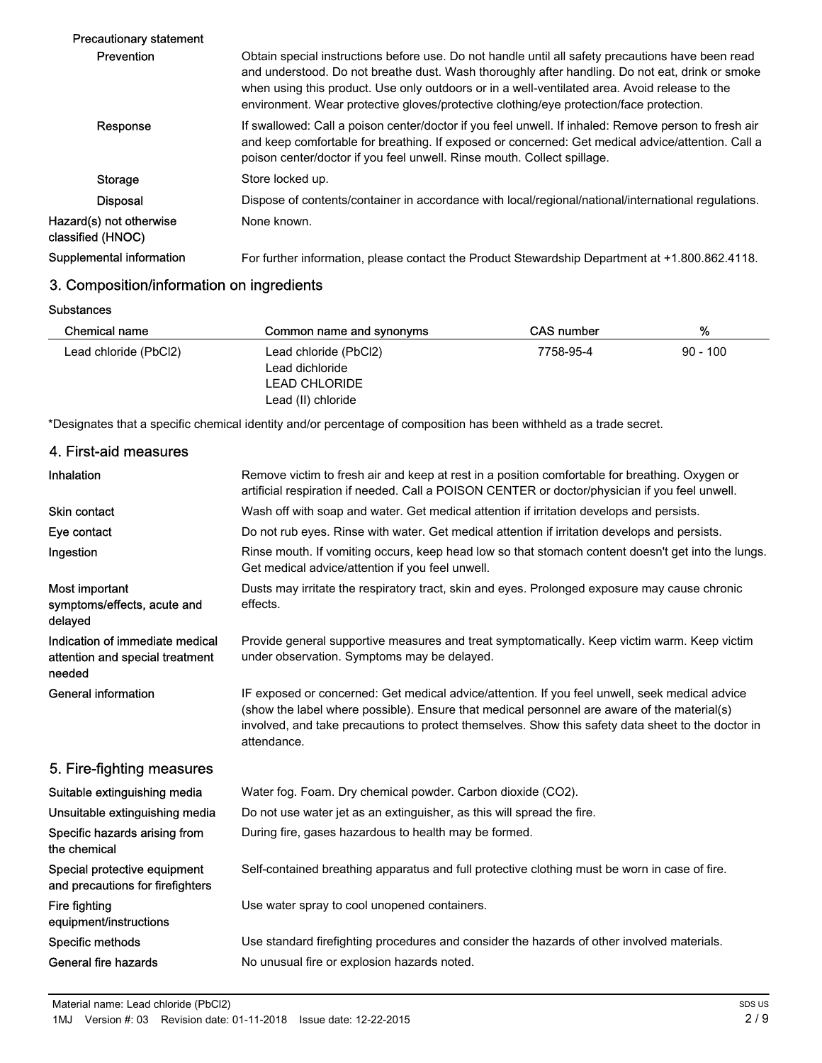**Precautionary statement**

| | |
|---|---|
| **Prevention** | Obtain special instructions before use. Do not handle until all safety precautions have been read and understood. Do not breathe dust. Wash thoroughly after handling. Do not eat, drink or smoke when using this product. Use only outdoors or in a well-ventilated area. Avoid release to the environment. Wear protective gloves/protective clothing/eye protection/face protection. |
| **Response** | If swallowed: Call a poison center/doctor if you feel unwell. If inhaled: Remove person to fresh air and keep comfortable for breathing. If exposed or concerned: Get medical advice/attention. Call a poison center/doctor if you feel unwell. Rinse mouth. Collect spillage. |
| **Storage** | Store locked up. |
| **Disposal** | Dispose of contents/container in accordance with local/regional/national/international regulations. |
| **Hazard(s) not otherwise classified (HNOC)** | None known. |
| **Supplemental information** | For further information, please contact the Product Stewardship Department at +1.800.862.4118. |

## 3. Composition/information on ingredients

**Substances**

| Chemical name | Common name and synonyms | CAS number | % |
|---|---|---|---|
| Lead chloride (PbCl2) | Lead chloride (PbCl2)<br>Lead dichloride<br>LEAD CHLORIDE<br>Lead (II) chloride | 7758-95-4 | 90 - 100 |

*Designates that a specific chemical identity and/or percentage of composition has been withheld as a trade secret.

## 4. First-aid measures

| | |
|---|---|
| **Inhalation** | Remove victim to fresh air and keep at rest in a position comfortable for breathing. Oxygen or artificial respiration if needed. Call a POISON CENTER or doctor/physician if you feel unwell. |
| **Skin contact** | Wash off with soap and water. Get medical attention if irritation develops and persists. |
| **Eye contact** | Do not rub eyes. Rinse with water. Get medical attention if irritation develops and persists. |
| **Ingestion** | Rinse mouth. If vomiting occurs, keep head low so that stomach content doesn't get into the lungs. Get medical advice/attention if you feel unwell. |
| **Most important symptoms/effects, acute and delayed** | Dusts may irritate the respiratory tract, skin and eyes. Prolonged exposure may cause chronic effects. |
| **Indication of immediate medical attention and special treatment needed** | Provide general supportive measures and treat symptomatically. Keep victim warm. Keep victim under observation. Symptoms may be delayed. |
| **General information** | IF exposed or concerned: Get medical advice/attention. If you feel unwell, seek medical advice (show the label where possible). Ensure that medical personnel are aware of the material(s) involved, and take precautions to protect themselves. Show this safety data sheet to the doctor in attendance. |

## 5. Fire-fighting measures

| | |
|---|---|
| **Suitable extinguishing media** | Water fog. Foam. Dry chemical powder. Carbon dioxide (CO2). |
| **Unsuitable extinguishing media** | Do not use water jet as an extinguisher, as this will spread the fire. |
| **Specific hazards arising from the chemical** | During fire, gases hazardous to health may be formed. |
| **Special protective equipment and precautions for firefighters** | Self-contained breathing apparatus and full protective clothing must be worn in case of fire. |
| **Fire fighting equipment/instructions** | Use water spray to cool unopened containers. |
| **Specific methods** | Use standard firefighting procedures and consider the hazards of other involved materials. |
| **General fire hazards** | No unusual fire or explosion hazards noted. |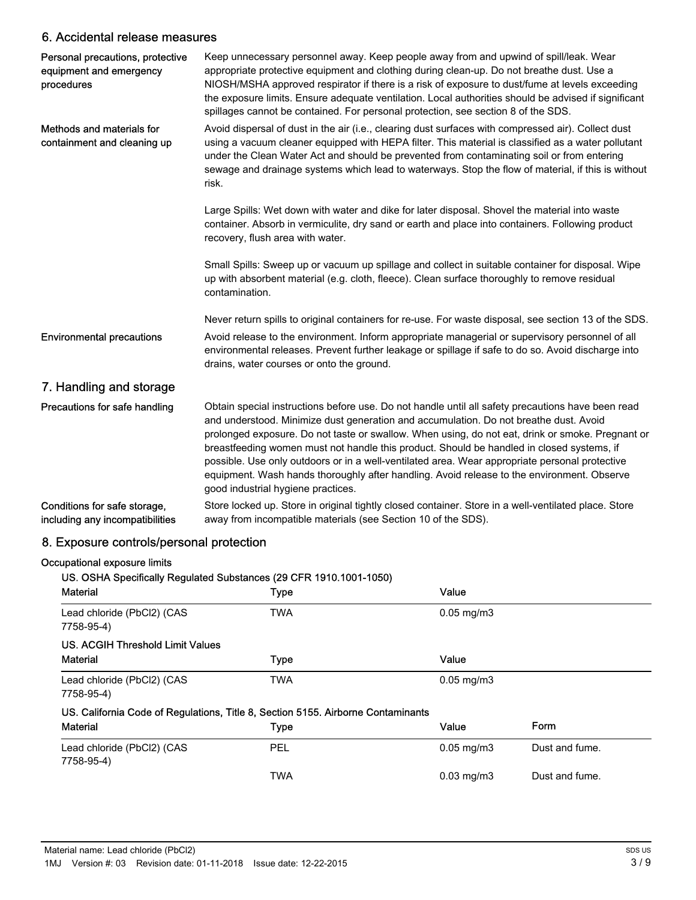## 6. Accidental release measures

**Personal precautions, protective equipment and emergency procedures**

Keep unnecessary personnel away. Keep people away from and upwind of spill/leak. Wear appropriate protective equipment and clothing during clean-up. Do not breathe dust. Use a NIOSH/MSHA approved respirator if there is a risk of exposure to dust/fume at levels exceeding the exposure limits. Ensure adequate ventilation. Local authorities should be advised if significant spillages cannot be contained. For personal protection, see section 8 of the SDS.

**Methods and materials for containment and cleaning up**

Avoid dispersal of dust in the air (i.e., clearing dust surfaces with compressed air). Collect dust using a vacuum cleaner equipped with HEPA filter. This material is classified as a water pollutant under the Clean Water Act and should be prevented from contaminating soil or from entering sewage and drainage systems which lead to waterways. Stop the flow of material, if this is without risk.

Large Spills: Wet down with water and dike for later disposal. Shovel the material into waste container. Absorb in vermiculite, dry sand or earth and place into containers. Following product recovery, flush area with water.

Small Spills: Sweep up or vacuum up spillage and collect in suitable container for disposal. Wipe up with absorbent material (e.g. cloth, fleece). Clean surface thoroughly to remove residual contamination.

Never return spills to original containers for re-use. For waste disposal, see section 13 of the SDS.

**Environmental precautions**

Avoid release to the environment. Inform appropriate managerial or supervisory personnel of all environmental releases. Prevent further leakage or spillage if safe to do so. Avoid discharge into drains, water courses or onto the ground.

## 7. Handling and storage

**Precautions for safe handling**

Obtain special instructions before use. Do not handle until all safety precautions have been read and understood. Minimize dust generation and accumulation. Do not breathe dust. Avoid prolonged exposure. Do not taste or swallow. When using, do not eat, drink or smoke. Pregnant or breastfeeding women must not handle this product. Should be handled in closed systems, if possible. Use only outdoors or in a well-ventilated area. Wear appropriate personal protective equipment. Wash hands thoroughly after handling. Avoid release to the environment. Observe good industrial hygiene practices.

**Conditions for safe storage, including any incompatibilities**

Store locked up. Store in original tightly closed container. Store in a well-ventilated place. Store away from incompatible materials (see Section 10 of the SDS).

## 8. Exposure controls/personal protection

**Occupational exposure limits**

**US. OSHA Specifically Regulated Substances (29 CFR 1910.1001-1050)**

| Material | Type | Value |
|---|---|---|
| Lead chloride (PbCl2) (CAS 7758-95-4) | TWA | 0.05 mg/m3 |

**US. ACGIH Threshold Limit Values**

| Material | Type | Value |
|---|---|---|
| Lead chloride (PbCl2) (CAS 7758-95-4) | TWA | 0.05 mg/m3 |

**US. California Code of Regulations, Title 8, Section 5155. Airborne Contaminants**

| Material | Type | Value | Form |
|---|---|---|---|
| Lead chloride (PbCl2) (CAS 7758-95-4) | PEL | 0.05 mg/m3 | Dust and fume. |
| | TWA | 0.03 mg/m3 | Dust and fume. |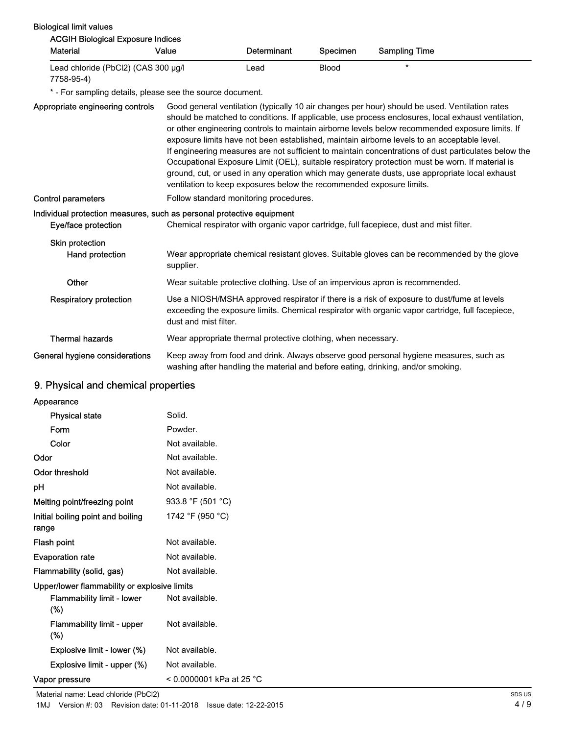**Biological limit values**

**ACGIH Biological Exposure Indices**

| Material | Value | Determinant | Specimen | Sampling Time |
|---|---|---|---|---|
| Lead chloride (PbCl2) (CAS 7758-95-4) | 300 µg/l | Lead | Blood | * |

\* - For sampling details, please see the source document.

**Appropriate engineering controls** Good general ventilation (typically 10 air changes per hour) should be used. Ventilation rates should be matched to conditions. If applicable, use process enclosures, local exhaust ventilation, or other engineering controls to maintain airborne levels below recommended exposure limits. If exposure limits have not been established, maintain airborne levels to an acceptable level. If engineering measures are not sufficient to maintain concentrations of dust particulates below the Occupational Exposure Limit (OEL), suitable respiratory protection must be worn. If material is ground, cut, or used in any operation which may generate dusts, use appropriate local exhaust ventilation to keep exposures below the recommended exposure limits.

**Control parameters** Follow standard monitoring procedures.

**Individual protection measures, such as personal protective equipment**

**Eye/face protection** Chemical respirator with organic vapor cartridge, full facepiece, dust and mist filter.

**Skin protection**

**Hand protection** Wear appropriate chemical resistant gloves. Suitable gloves can be recommended by the glove supplier.

**Other** Wear suitable protective clothing. Use of an impervious apron is recommended.

**Respiratory protection** Use a NIOSH/MSHA approved respirator if there is a risk of exposure to dust/fume at levels exceeding the exposure limits. Chemical respirator with organic vapor cartridge, full facepiece, dust and mist filter.

**Thermal hazards** Wear appropriate thermal protective clothing, when necessary.

**General hygiene considerations** Keep away from food and drink. Always observe good personal hygiene measures, such as washing after handling the material and before eating, drinking, and/or smoking.

## 9. Physical and chemical properties

**Appearance**

| | |
|---|---|
| Physical state | Solid. |
| Form | Powder. |
| Color | Not available. |
| Odor | Not available. |
| Odor threshold | Not available. |
| pH | Not available. |
| Melting point/freezing point | 933.8 °F (501 °C) |
| Initial boiling point and boiling range | 1742 °F (950 °C) |
| Flash point | Not available. |
| Evaporation rate | Not available. |
| Flammability (solid, gas) | Not available. |

**Upper/lower flammability or explosive limits**

| | |
|---|---|
| Flammability limit - lower (%) | Not available. |
| Flammability limit - upper (%) | Not available. |
| Explosive limit - lower (%) | Not available. |
| Explosive limit - upper (%) | Not available. |
| Vapor pressure | < 0.0000001 kPa at 25 °C |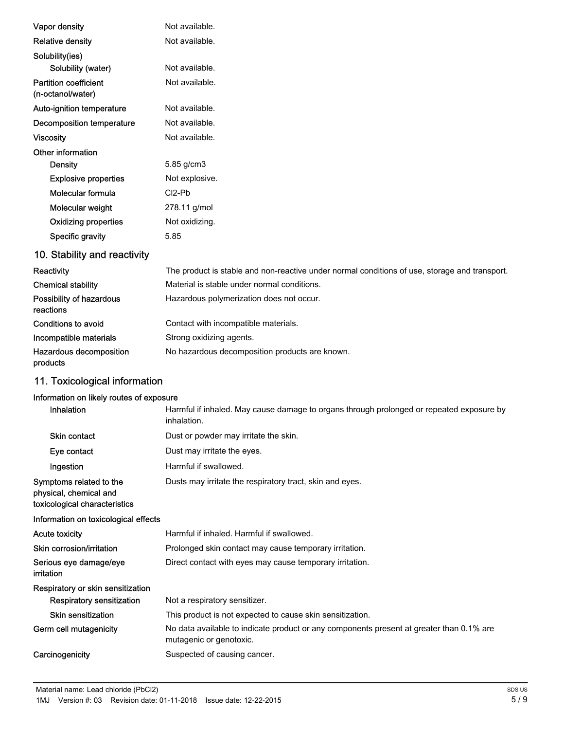| | |
|---|---|
| Vapor density | Not available. |
| Relative density | Not available. |
| Solubility(ies) | |
| Solubility (water) | Not available. |
| Partition coefficient (n-octanol/water) | Not available. |
| Auto-ignition temperature | Not available. |
| Decomposition temperature | Not available. |
| Viscosity | Not available. |
| Other information | |
| Density | 5.85 g/cm3 |
| Explosive properties | Not explosive. |
| Molecular formula | Cl2-Pb |
| Molecular weight | 278.11 g/mol |
| Oxidizing properties | Not oxidizing. |
| Specific gravity | 5.85 |

## 10. Stability and reactivity

| | |
|---|---|
| Reactivity | The product is stable and non-reactive under normal conditions of use, storage and transport. |
| Chemical stability | Material is stable under normal conditions. |
| Possibility of hazardous reactions | Hazardous polymerization does not occur. |
| Conditions to avoid | Contact with incompatible materials. |
| Incompatible materials | Strong oxidizing agents. |
| Hazardous decomposition products | No hazardous decomposition products are known. |

## 11. Toxicological information

**Information on likely routes of exposure**

| | |
|---|---|
| Inhalation | Harmful if inhaled. May cause damage to organs through prolonged or repeated exposure by inhalation. |
| Skin contact | Dust or powder may irritate the skin. |
| Eye contact | Dust may irritate the eyes. |
| Ingestion | Harmful if swallowed. |
| Symptoms related to the physical, chemical and toxicological characteristics | Dusts may irritate the respiratory tract, skin and eyes. |

**Information on toxicological effects**

| | |
|---|---|
| Acute toxicity | Harmful if inhaled. Harmful if swallowed. |
| Skin corrosion/irritation | Prolonged skin contact may cause temporary irritation. |
| Serious eye damage/eye irritation | Direct contact with eyes may cause temporary irritation. |
| Respiratory or skin sensitization | |
| Respiratory sensitization | Not a respiratory sensitizer. |
| Skin sensitization | This product is not expected to cause skin sensitization. |
| Germ cell mutagenicity | No data available to indicate product or any components present at greater than 0.1% are mutagenic or genotoxic. |
| Carcinogenicity | Suspected of causing cancer. |

Material name: Lead chloride (PbCl2)

1MJ Version #: 03 Revision date: 01-11-2018 Issue date: 12-22-2015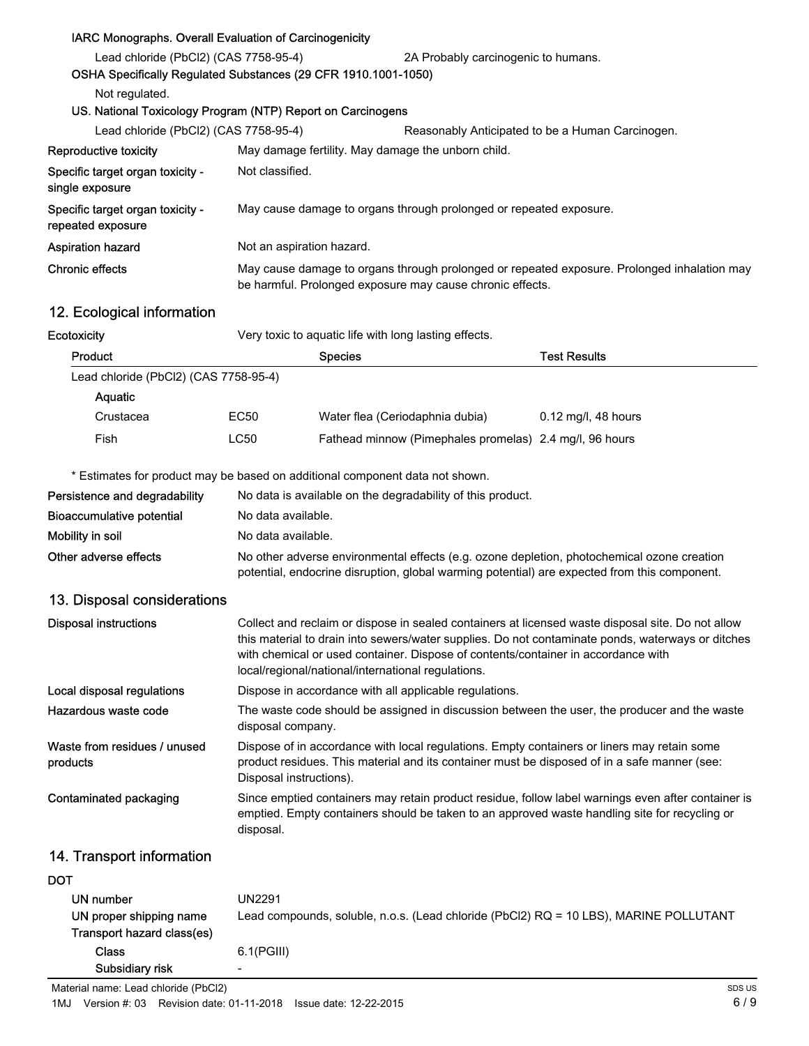**IARC Monographs. Overall Evaluation of Carcinogenicity**

Lead chloride (PbCl2) (CAS 7758-95-4) — 2A Probably carcinogenic to humans.

**OSHA Specifically Regulated Substances (29 CFR 1910.1001-1050)**

Not regulated.

**US. National Toxicology Program (NTP) Report on Carcinogens**

Lead chloride (PbCl2) (CAS 7758-95-4) — Reasonably Anticipated to be a Human Carcinogen.

**Reproductive toxicity** — May damage fertility. May damage the unborn child.

**Specific target organ toxicity - single exposure** — Not classified.

**Specific target organ toxicity - repeated exposure** — May cause damage to organs through prolonged or repeated exposure.

**Aspiration hazard** — Not an aspiration hazard.

**Chronic effects** — May cause damage to organs through prolonged or repeated exposure. Prolonged inhalation may be harmful. Prolonged exposure may cause chronic effects.

## 12. Ecological information

**Ecotoxicity** — Very toxic to aquatic life with long lasting effects.

| Product | | Species | Test Results |
|---|---|---|---|
| Lead chloride (PbCl2) (CAS 7758-95-4) | | | |
| Aquatic | | | |
| Crustacea | EC50 | Water flea (Ceriodaphnia dubia) | 0.12 mg/l, 48 hours |
| Fish | LC50 | Fathead minnow (Pimephales promelas) | 2.4 mg/l, 96 hours |

\* Estimates for product may be based on additional component data not shown.

**Persistence and degradability** — No data is available on the degradability of this product.

**Bioaccumulative potential** — No data available.

**Mobility in soil** — No data available.

**Other adverse effects** — No other adverse environmental effects (e.g. ozone depletion, photochemical ozone creation potential, endocrine disruption, global warming potential) are expected from this component.

## 13. Disposal considerations

**Disposal instructions** — Collect and reclaim or dispose in sealed containers at licensed waste disposal site. Do not allow this material to drain into sewers/water supplies. Do not contaminate ponds, waterways or ditches with chemical or used container. Dispose of contents/container in accordance with local/regional/national/international regulations.

**Local disposal regulations** — Dispose in accordance with all applicable regulations.

**Hazardous waste code** — The waste code should be assigned in discussion between the user, the producer and the waste disposal company.

**Waste from residues / unused products** — Dispose of in accordance with local regulations. Empty containers or liners may retain some product residues. This material and its container must be disposed of in a safe manner (see: Disposal instructions).

**Contaminated packaging** — Since emptied containers may retain product residue, follow label warnings even after container is emptied. Empty containers should be taken to an approved waste handling site for recycling or disposal.

## 14. Transport information

**DOT**

**UN number** — UN2291

**UN proper shipping name** — Lead compounds, soluble, n.o.s. (Lead chloride (PbCl2) RQ = 10 LBS), MARINE POLLUTANT

**Transport hazard class(es)**

**Class** — 6.1(PGIII)

**Subsidiary risk** — -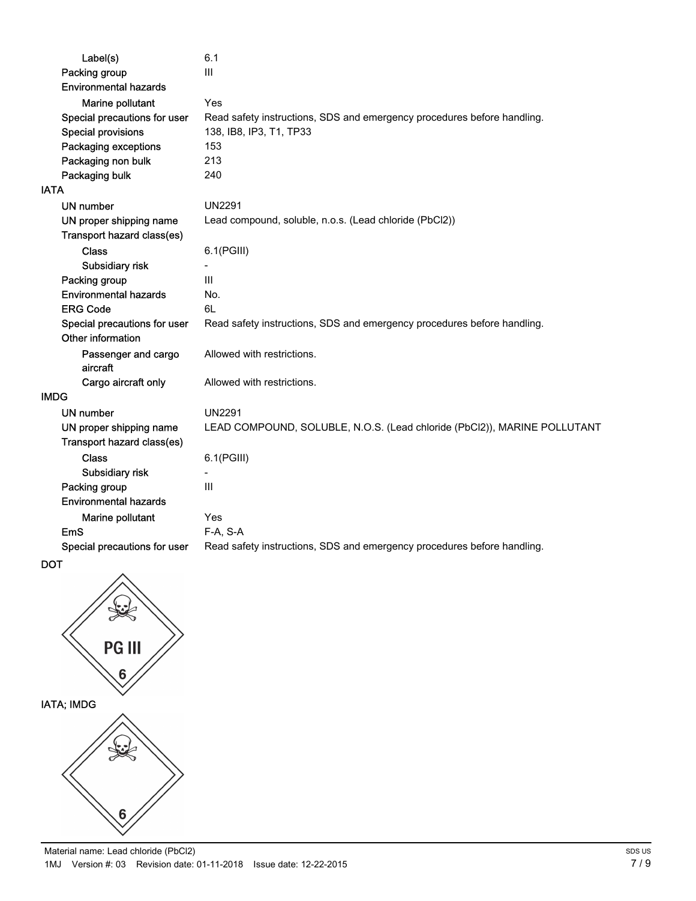| | |
|---|---|
| Label(s) | 6.1 |
| Packing group | III |
| Environmental hazards | |
| Marine pollutant | Yes |
| Special precautions for user | Read safety instructions, SDS and emergency procedures before handling. |
| Special provisions | 138, IB8, IP3, T1, TP33 |
| Packaging exceptions | 153 |
| Packaging non bulk | 213 |
| Packaging bulk | 240 |

**IATA**

| | |
|---|---|
| UN number | UN2291 |
| UN proper shipping name | Lead compound, soluble, n.o.s. (Lead chloride (PbCl2)) |
| Transport hazard class(es) | |
| Class | 6.1(PGIII) |
| Subsidiary risk | - |
| Packing group | III |
| Environmental hazards | No. |
| ERG Code | 6L |
| Special precautions for user | Read safety instructions, SDS and emergency procedures before handling. |
| Other information | |
| Passenger and cargo aircraft | Allowed with restrictions. |
| Cargo aircraft only | Allowed with restrictions. |

**IMDG**

| | |
|---|---|
| UN number | UN2291 |
| UN proper shipping name | LEAD COMPOUND, SOLUBLE, N.O.S. (Lead chloride (PbCl2)), MARINE POLLUTANT |
| Transport hazard class(es) | |
| Class | 6.1(PGIII) |
| Subsidiary risk | - |
| Packing group | III |
| Environmental hazards | |
| Marine pollutant | Yes |
| EmS | F-A, S-A |
| Special precautions for user | Read safety instructions, SDS and emergency procedures before handling. |

**DOT**

PG III

6

**IATA; IMDG**

6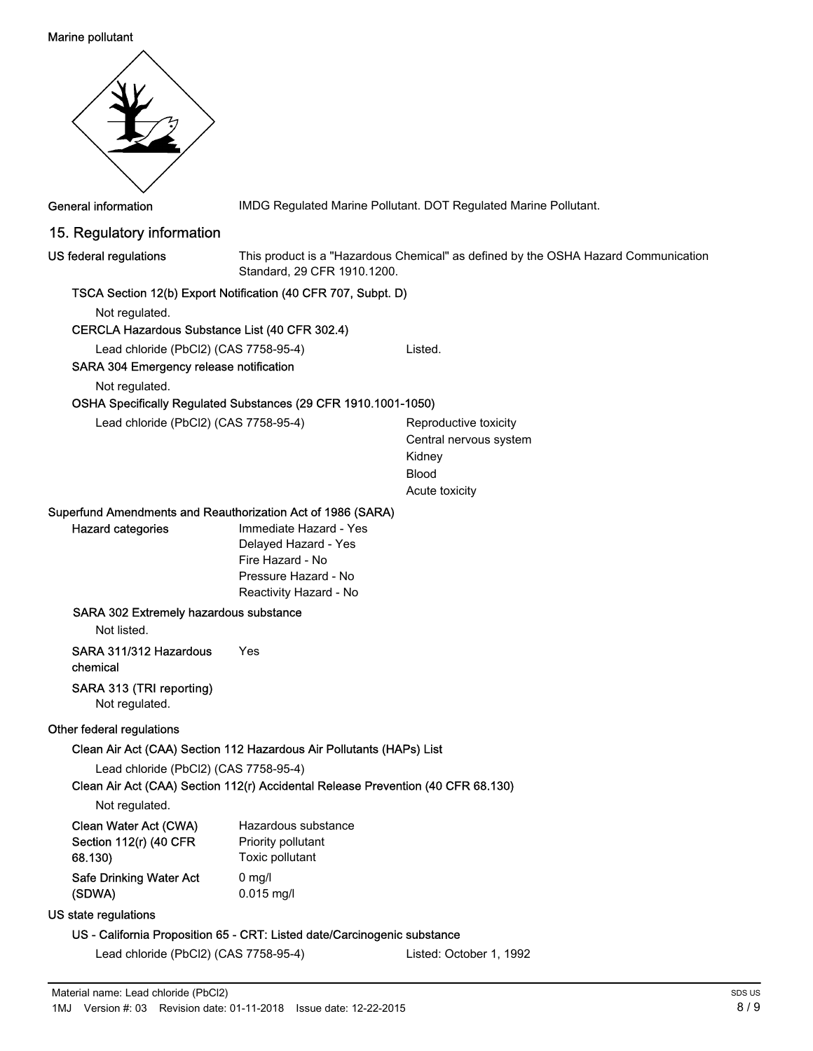Marine pollutant

General information IMDG Regulated Marine Pollutant. DOT Regulated Marine Pollutant.

## 15. Regulatory information

**US federal regulations** This product is a "Hazardous Chemical" as defined by the OSHA Hazard Communication Standard, 29 CFR 1910.1200.

**TSCA Section 12(b) Export Notification (40 CFR 707, Subpt. D)**

Not regulated.

**CERCLA Hazardous Substance List (40 CFR 302.4)**

Lead chloride (PbCl2) (CAS 7758-95-4) Listed.

**SARA 304 Emergency release notification**

Not regulated.

**OSHA Specifically Regulated Substances (29 CFR 1910.1001-1050)**

Lead chloride (PbCl2) (CAS 7758-95-4)
- Reproductive toxicity
- Central nervous system
- Kidney
- Blood
- Acute toxicity

**Superfund Amendments and Reauthorization Act of 1986 (SARA)**

**Hazard categories**
- Immediate Hazard - Yes
- Delayed Hazard - Yes
- Fire Hazard - No
- Pressure Hazard - No
- Reactivity Hazard - No

**SARA 302 Extremely hazardous substance**

Not listed.

**SARA 311/312 Hazardous chemical** Yes

**SARA 313 (TRI reporting)**

Not regulated.

**Other federal regulations**

**Clean Air Act (CAA) Section 112 Hazardous Air Pollutants (HAPs) List**

Lead chloride (PbCl2) (CAS 7758-95-4)

**Clean Air Act (CAA) Section 112(r) Accidental Release Prevention (40 CFR 68.130)**

Not regulated.

**Clean Water Act (CWA) Section 112(r) (40 CFR 68.130)**
- Hazardous substance
- Priority pollutant
- Toxic pollutant

**Safe Drinking Water Act (SDWA)**
- 0 mg/l
- 0.015 mg/l

**US state regulations**

**US - California Proposition 65 - CRT: Listed date/Carcinogenic substance**

Lead chloride (PbCl2) (CAS 7758-95-4) Listed: October 1, 1992

Material name: Lead chloride (PbCl2)

1MJ Version #: 03 Revision date: 01-11-2018 Issue date: 12-22-2015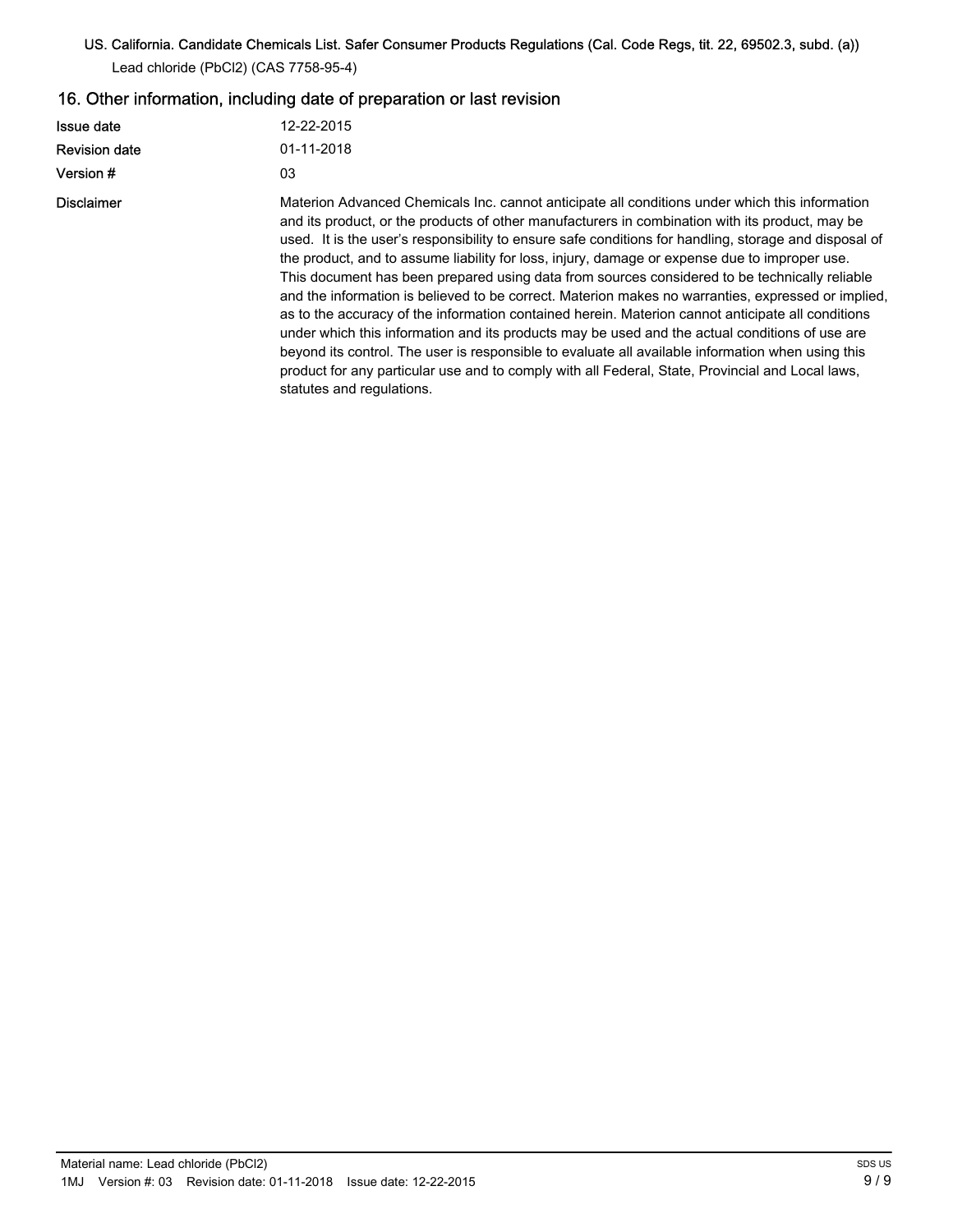**US. California. Candidate Chemicals List. Safer Consumer Products Regulations (Cal. Code Regs, tit. 22, 69502.3, subd. (a))**

Lead chloride (PbCl2) (CAS 7758-95-4)

## 16. Other information, including date of preparation or last revision

| | |
|---|---|
| **Issue date** | 12-22-2015 |
| **Revision date** | 01-11-2018 |
| **Version #** | 03 |
| **Disclaimer** | Materion Advanced Chemicals Inc. cannot anticipate all conditions under which this information and its product, or the products of other manufacturers in combination with its product, may be used. It is the user's responsibility to ensure safe conditions for handling, storage and disposal of the product, and to assume liability for loss, injury, damage or expense due to improper use. This document has been prepared using data from sources considered to be technically reliable and the information is believed to be correct. Materion makes no warranties, expressed or implied, as to the accuracy of the information contained herein. Materion cannot anticipate all conditions under which this information and its products may be used and the actual conditions of use are beyond its control. The user is responsible to evaluate all available information when using this product for any particular use and to comply with all Federal, State, Provincial and Local laws, statutes and regulations. |